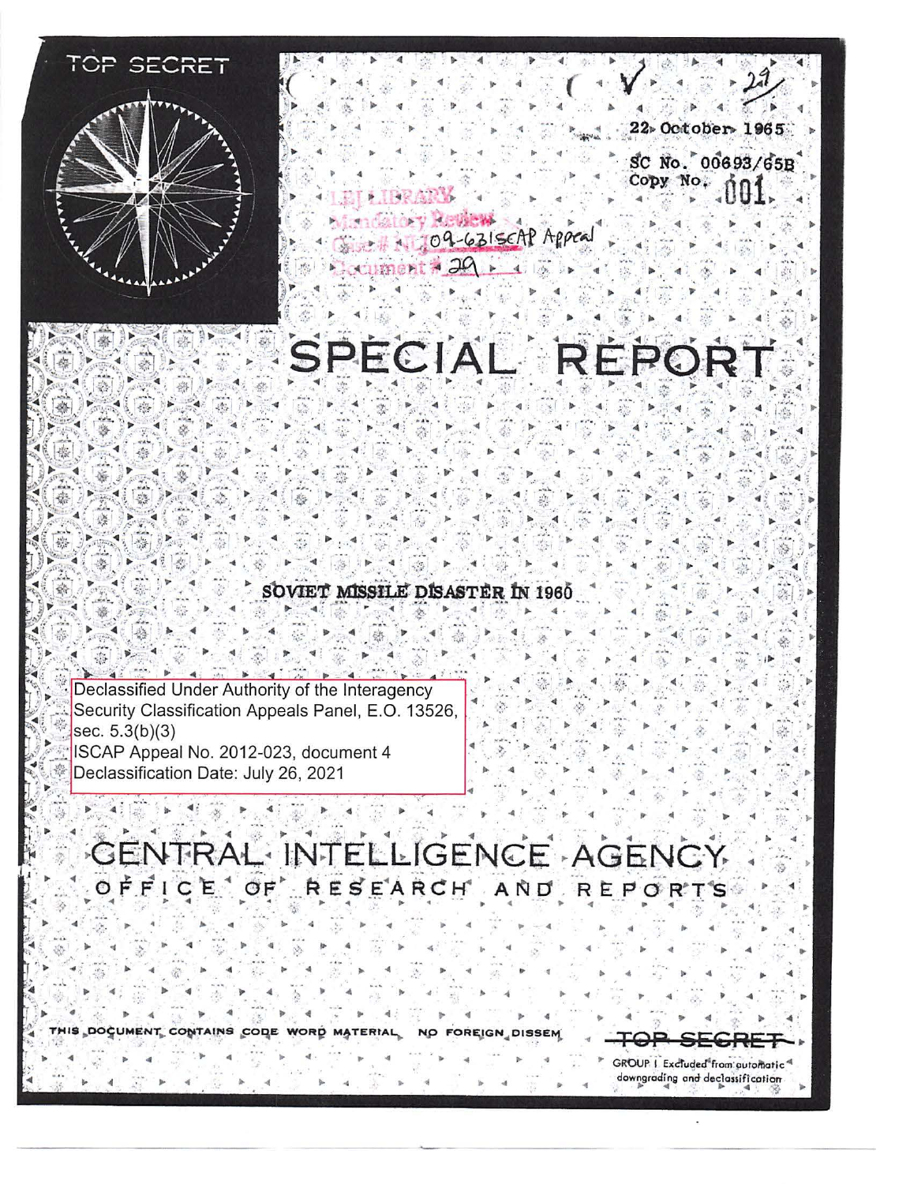TOP SECRET

29

22 October 1965

SC No. 00693/65B
Copy No. 001

LBJ LIBRARY
Mandatory Review
Case # NLJ 09-63ISCAP Appeal
Document # 29

# SPECIAL REPORT

## SOVIET MISSILE DISASTER IN 1960

Declassified Under Authority of the Interagency Security Classification Appeals Panel, E.O. 13526, sec. 5.3(b)(3)
ISCAP Appeal No. 2012-023, document 4
Declassification Date: July 26, 2021

# CENTRAL INTELLIGENCE AGENCY
## OFFICE OF RESEARCH AND REPORTS

THIS DOCUMENT CONTAINS CODE WORD MATERIAL NO FOREIGN DISSEM

~~TOP SECRET~~

GROUP 1 Excluded from automatic downgrading and declassification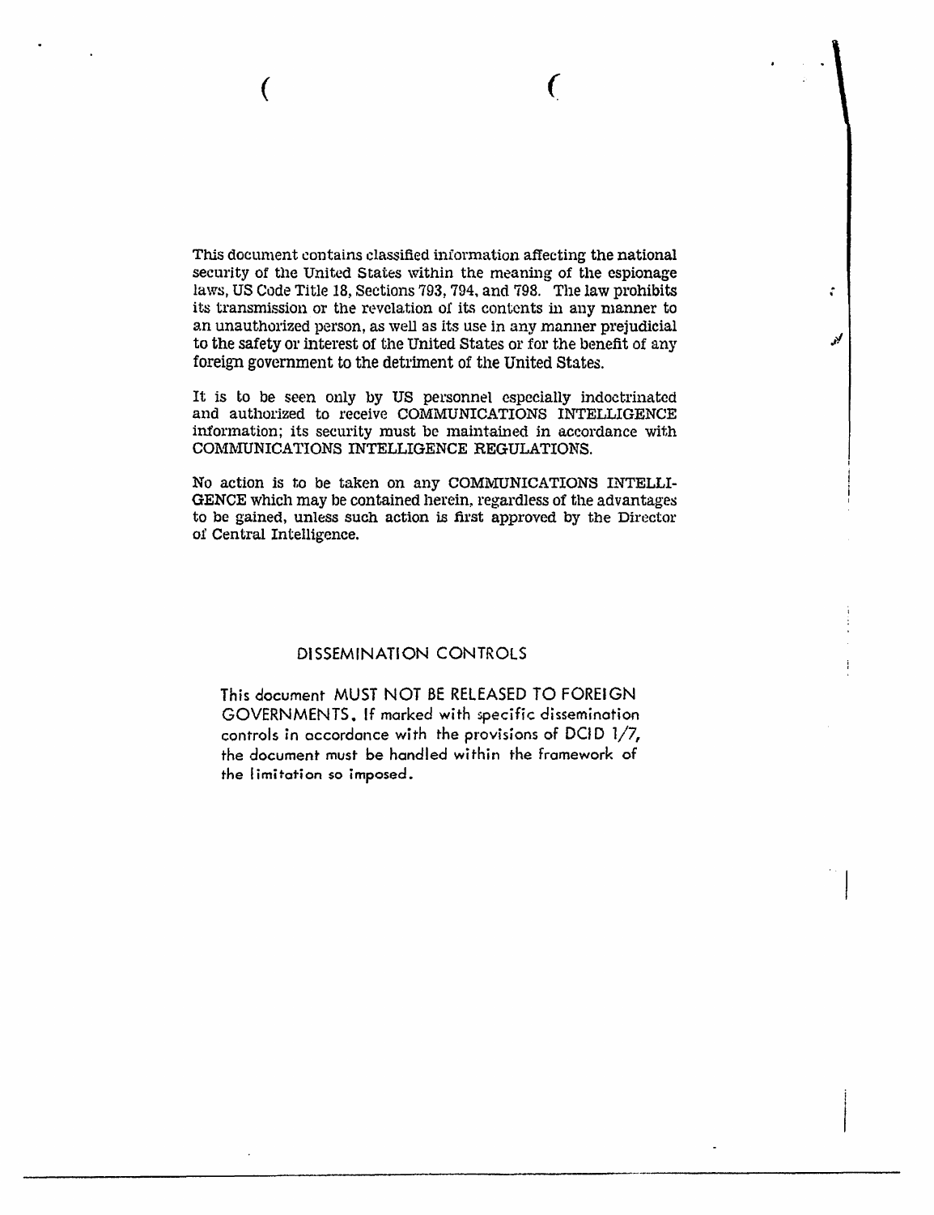This document contains classified information affecting the national security of the United States within the meaning of the espionage laws, US Code Title 18, Sections 793, 794, and 798. The law prohibits its transmission or the revelation of its contents in any manner to an unauthorized person, as well as its use in any manner prejudicial to the safety or interest of the United States or for the benefit of any foreign government to the detriment of the United States.

It is to be seen only by US personnel especially indoctrinated and authorized to receive COMMUNICATIONS INTELLIGENCE information; its security must be maintained in accordance with COMMUNICATIONS INTELLIGENCE REGULATIONS.

No action is to be taken on any COMMUNICATIONS INTELLIGENCE which may be contained herein, regardless of the advantages to be gained, unless such action is first approved by the Director of Central Intelligence.

## DISSEMINATION CONTROLS

This document MUST NOT BE RELEASED TO FOREIGN GOVERNMENTS. If marked with specific dissemination controls in accordance with the provisions of DCID 1/7, the document must be handled within the framework of the limitation so imposed.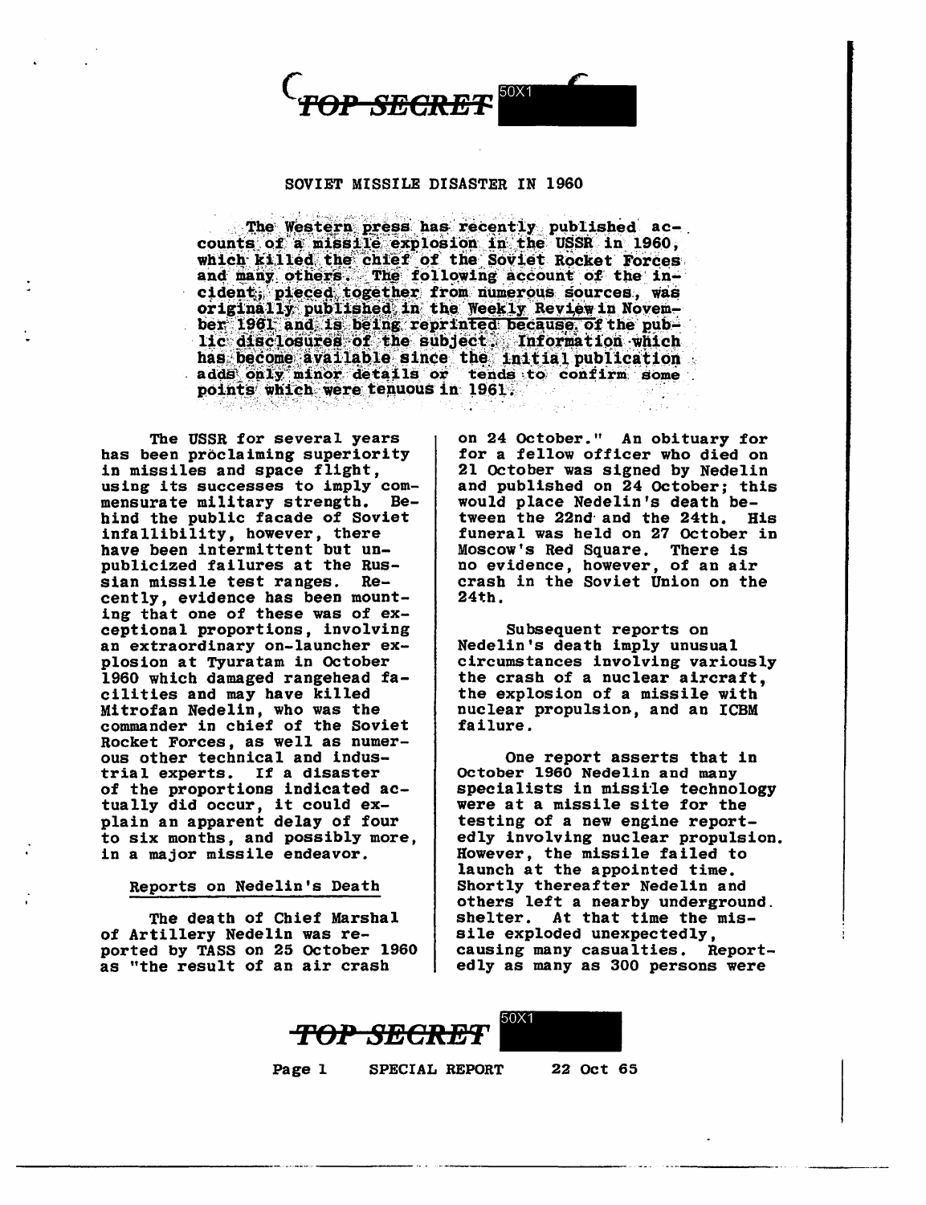# SOVIET MISSILE DISASTER IN 1960

The Western press has recently published accounts of a missile explosion in the USSR in 1960, which killed the chief of the Soviet Rocket Forces and many others. The following account of the incident, pieced together from numerous sources, was originally published in the Weekly Review in November 1961 and is being reprinted because of the public disclosures of the subject. Information which has become available since the initial publication adds only minor details or tends to confirm some points which were tenuous in 1961.

The USSR for several years has been proclaiming superiority in missiles and space flight, using its successes to imply commensurate military strength. Behind the public facade of Soviet infallibility, however, there have been intermittent but unpublicized failures at the Russian missile test ranges. Recently, evidence has been mounting that one of these was of exceptional proportions, involving an extraordinary on-launcher explosion at Tyuratam in October 1960 which damaged rangehead facilities and may have killed Mitrofan Nedelin, who was the commander in chief of the Soviet Rocket Forces, as well as numerous other technical and industrial experts. If a disaster of the proportions indicated actually did occur, it could explain an apparent delay of four to six months, and possibly more, in a major missile endeavor.

## Reports on Nedelin's Death

The death of Chief Marshal of Artillery Nedelin was reported by TASS on 25 October 1960 as "the result of an air crash on 24 October." An obituary for for a fellow officer who died on 21 October was signed by Nedelin and published on 24 October; this would place Nedelin's death between the 22nd and the 24th. His funeral was held on 27 October in Moscow's Red Square. There is no evidence, however, of an air crash in the Soviet Union on the 24th.

Subsequent reports on Nedelin's death imply unusual circumstances involving variously the crash of a nuclear aircraft, the explosion of a missile with nuclear propulsion, and an ICBM failure.

One report asserts that in October 1960 Nedelin and many specialists in missile technology were at a missile site for the testing of a new engine reportedly involving nuclear propulsion. However, the missile failed to launch at the appointed time. Shortly thereafter Nedelin and others left a nearby underground shelter. At that time the missile exploded unexpectedly, causing many casualties. Reportedly as many as 300 persons were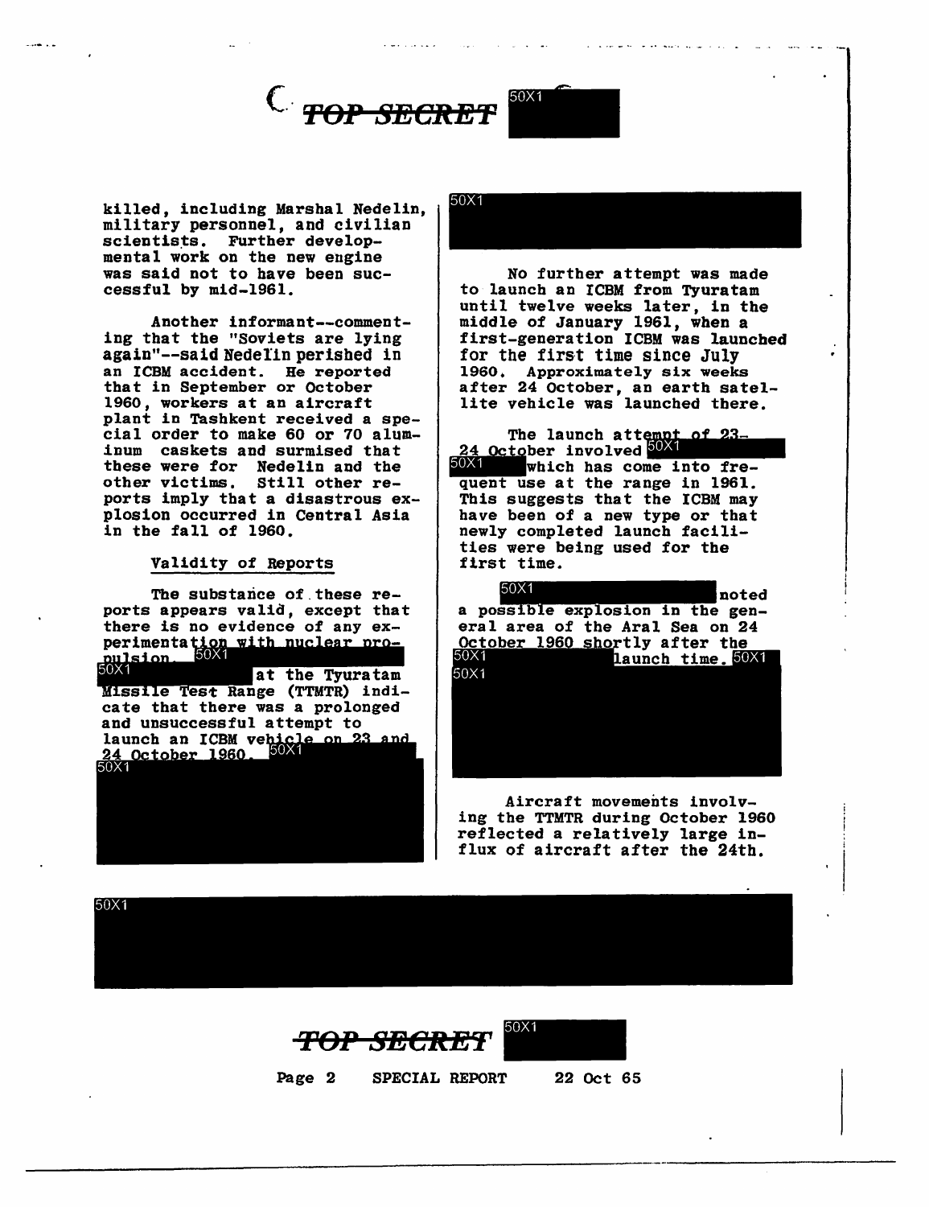killed, including Marshal Nedelin, military personnel, and civilian scientists. Further developmental work on the new engine was said not to have been successful by mid-1961.

Another informant--commenting that the "Soviets are lying again"--said Nedelin perished in an ICBM accident. He reported that in September or October 1960, workers at an aircraft plant in Tashkent received a special order to make 60 or 70 aluminum caskets and surmised that these were for Nedelin and the other victims. Still other reports imply that a disastrous explosion occurred in Central Asia in the fall of 1960.

## Validity of Reports

The substance of these reports appears valid, except that there is no evidence of any experimentation with nuclear propulsion. 50X1 50X1 at the Tyuratam Missile Test Range (TTMTR) indicate that there was a prolonged and unsuccessful attempt to launch an ICBM vehicle on 23 and 24 October 1960. 50X1 50X1

50X1

No further attempt was made to launch an ICBM from Tyuratam until twelve weeks later, in the middle of January 1961, when a first-generation ICBM was launched for the first time since July 1960. Approximately six weeks after 24 October, an earth satellite vehicle was launched there.

The launch attempt of 23-24 October involved 50X1 50X1 which has come into frequent use at the range in 1961. This suggests that the ICBM may have been of a new type or that newly completed launch facilities were being used for the first time.

50X1 noted a possible explosion in the general area of the Aral Sea on 24 October 1960 shortly after the 50X1 launch time. 50X1 50X1

Aircraft movements involving the TTMTR during October 1960 reflected a relatively large influx of aircraft after the 24th.

50X1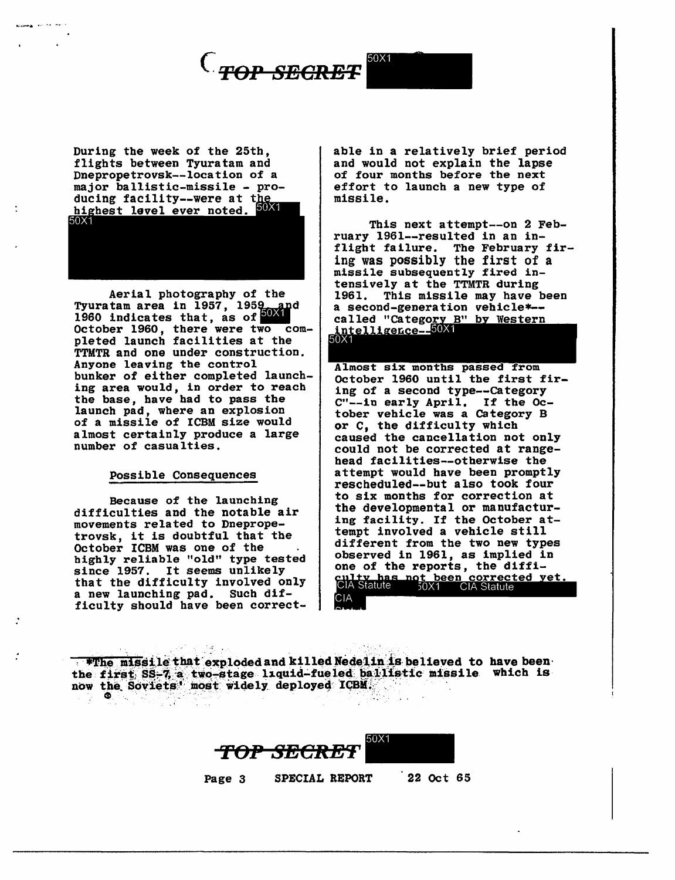During the week of the 25th, flights between Tyuratam and Dnepropetrovsk--location of a major ballistic-missile - producing facility--were at the highest level ever noted. 50X1

50X1

Aerial photography of the Tyuratam area in 1957, 1959 and 1960 indicates that, as of 50X1 October 1960, there were two completed launch facilities at the TTMTR and one under construction. Anyone leaving the control bunker of either completed launching area would, in order to reach the base, have had to pass the launch pad, where an explosion of a missile of ICBM size would almost certainly produce a large number of casualties.

## Possible Consequences

Because of the launching difficulties and the notable air movements related to Dnepropetrovsk, it is doubtful that the October ICBM was one of the highly reliable "old" type tested since 1957. It seems unlikely that the difficulty involved only a new launching pad. Such difficulty should have been correctable in a relatively brief period and would not explain the lapse of four months before the next effort to launch a new type of missile.

This next attempt--on 2 February 1961--resulted in an in-flight failure. The February firing was possibly the first of a missile subsequently fired intensively at the TTMTR during 1961. This missile may have been a second-generation vehicle*--called "Category B" by Western intelligence--50X1

50X1

Almost six months passed from October 1960 until the first firing of a second type--Category C"--in early April. If the October vehicle was a Category B or C, the difficulty which caused the cancellation not only could not be corrected at range-head facilities--otherwise the attempt would have been promptly rescheduled--but also took four to six months for correction at the developmental or manufacturing facility. If the October attempt involved a vehicle still different from the two new types observed in 1961, as implied in one of the reports, the difficulty has not been corrected yet. CIA Statute 50X1 CIA Statute

CIA

*The missile that exploded and killed Nedelin is believed to have been the first SS-7, a two-stage liquid-fueled ballistic missile which is now the Soviets' most widely deployed ICBM.

SPECIAL REPORT 22 Oct 65